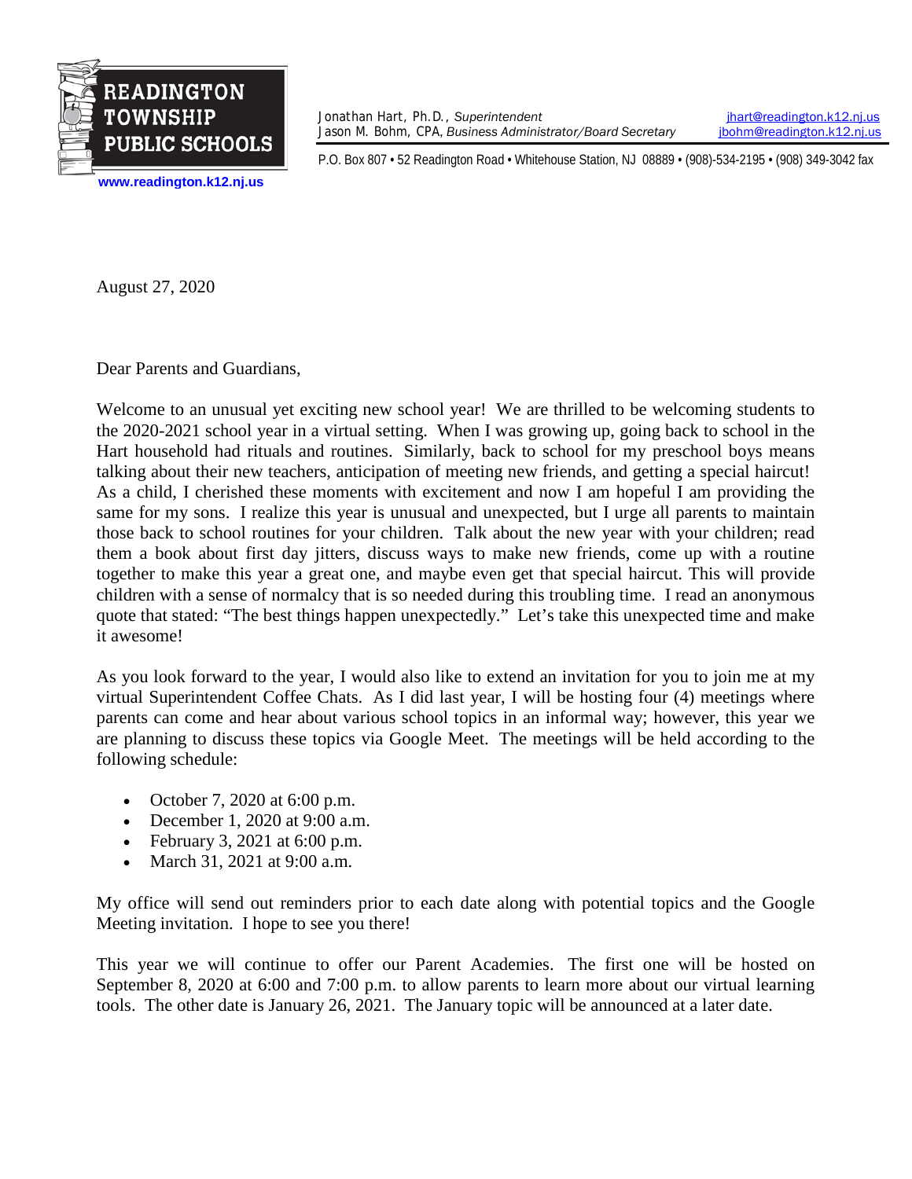**READINGTON TOWNSHIP PUBLIC SCHOOLS**

www.readington.k12.nj.us

Jonathan Hart, Ph.D., *Superintendent* — jhart@readington.k12.nj.us
Jason M. Bohm, CPA, *Business Administrator/Board Secretary* — jbohm@readington.k12.nj.us

P.O. Box 807 • 52 Readington Road • Whitehouse Station, NJ 08889 • (908)-534-2195 • (908) 349-3042 fax

August 27, 2020

Dear Parents and Guardians,

Welcome to an unusual yet exciting new school year! We are thrilled to be welcoming students to the 2020-2021 school year in a virtual setting. When I was growing up, going back to school in the Hart household had rituals and routines. Similarly, back to school for my preschool boys means talking about their new teachers, anticipation of meeting new friends, and getting a special haircut! As a child, I cherished these moments with excitement and now I am hopeful I am providing the same for my sons. I realize this year is unusual and unexpected, but I urge all parents to maintain those back to school routines for your children. Talk about the new year with your children; read them a book about first day jitters, discuss ways to make new friends, come up with a routine together to make this year a great one, and maybe even get that special haircut. This will provide children with a sense of normalcy that is so needed during this troubling time. I read an anonymous quote that stated: "The best things happen unexpectedly." Let's take this unexpected time and make it awesome!

As you look forward to the year, I would also like to extend an invitation for you to join me at my virtual Superintendent Coffee Chats. As I did last year, I will be hosting four (4) meetings where parents can come and hear about various school topics in an informal way; however, this year we are planning to discuss these topics via Google Meet. The meetings will be held according to the following schedule:

- October 7, 2020 at 6:00 p.m.
- December 1, 2020 at 9:00 a.m.
- February 3, 2021 at 6:00 p.m.
- March 31, 2021 at 9:00 a.m.

My office will send out reminders prior to each date along with potential topics and the Google Meeting invitation. I hope to see you there!

This year we will continue to offer our Parent Academies. The first one will be hosted on September 8, 2020 at 6:00 and 7:00 p.m. to allow parents to learn more about our virtual learning tools. The other date is January 26, 2021. The January topic will be announced at a later date.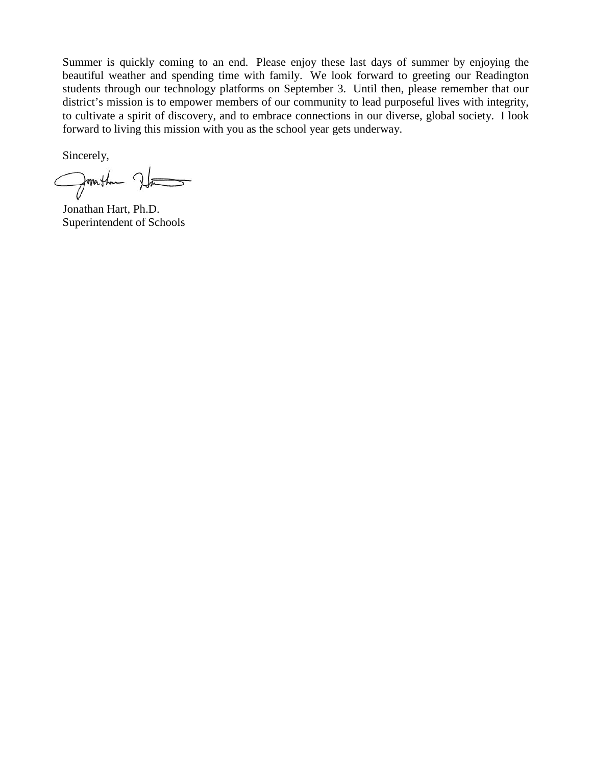Summer is quickly coming to an end. Please enjoy these last days of summer by enjoying the beautiful weather and spending time with family. We look forward to greeting our Readington students through our technology platforms on September 3. Until then, please remember that our district's mission is to empower members of our community to lead purposeful lives with integrity, to cultivate a spirit of discovery, and to embrace connections in our diverse, global society. I look forward to living this mission with you as the school year gets underway.

Sincerely,

Jonathan Hart, Ph.D.
Superintendent of Schools